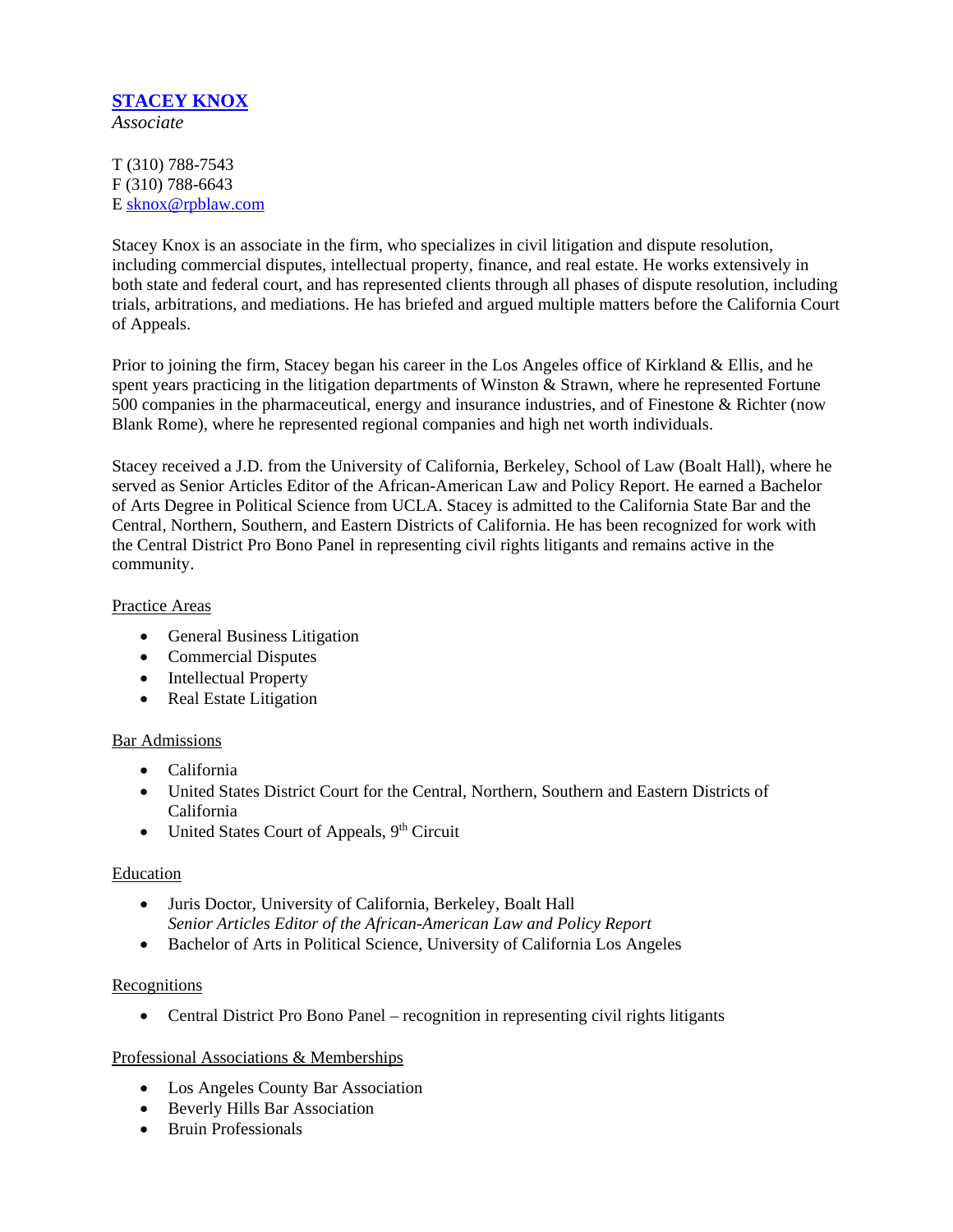# [STACEY KNOX](#)

*Associate*

T (310) 788-7543
F (310) 788-6643
E [sknox@rpblaw.com](mailto:sknox@rpblaw.com)

Stacey Knox is an associate in the firm, who specializes in civil litigation and dispute resolution, including commercial disputes, intellectual property, finance, and real estate. He works extensively in both state and federal court, and has represented clients through all phases of dispute resolution, including trials, arbitrations, and mediations. He has briefed and argued multiple matters before the California Court of Appeals.

Prior to joining the firm, Stacey began his career in the Los Angeles office of Kirkland & Ellis, and he spent years practicing in the litigation departments of Winston & Strawn, where he represented Fortune 500 companies in the pharmaceutical, energy and insurance industries, and of Finestone & Richter (now Blank Rome), where he represented regional companies and high net worth individuals.

Stacey received a J.D. from the University of California, Berkeley, School of Law (Boalt Hall), where he served as Senior Articles Editor of the African-American Law and Policy Report. He earned a Bachelor of Arts Degree in Political Science from UCLA. Stacey is admitted to the California State Bar and the Central, Northern, Southern, and Eastern Districts of California. He has been recognized for work with the Central District Pro Bono Panel in representing civil rights litigants and remains active in the community.

## Practice Areas

- General Business Litigation
- Commercial Disputes
- Intellectual Property
- Real Estate Litigation

## Bar Admissions

- California
- United States District Court for the Central, Northern, Southern and Eastern Districts of California
- United States Court of Appeals, 9th Circuit

## Education

- Juris Doctor, University of California, Berkeley, Boalt Hall
  *Senior Articles Editor of the African-American Law and Policy Report*
- Bachelor of Arts in Political Science, University of California Los Angeles

## Recognitions

- Central District Pro Bono Panel – recognition in representing civil rights litigants

## Professional Associations & Memberships

- Los Angeles County Bar Association
- Beverly Hills Bar Association
- Bruin Professionals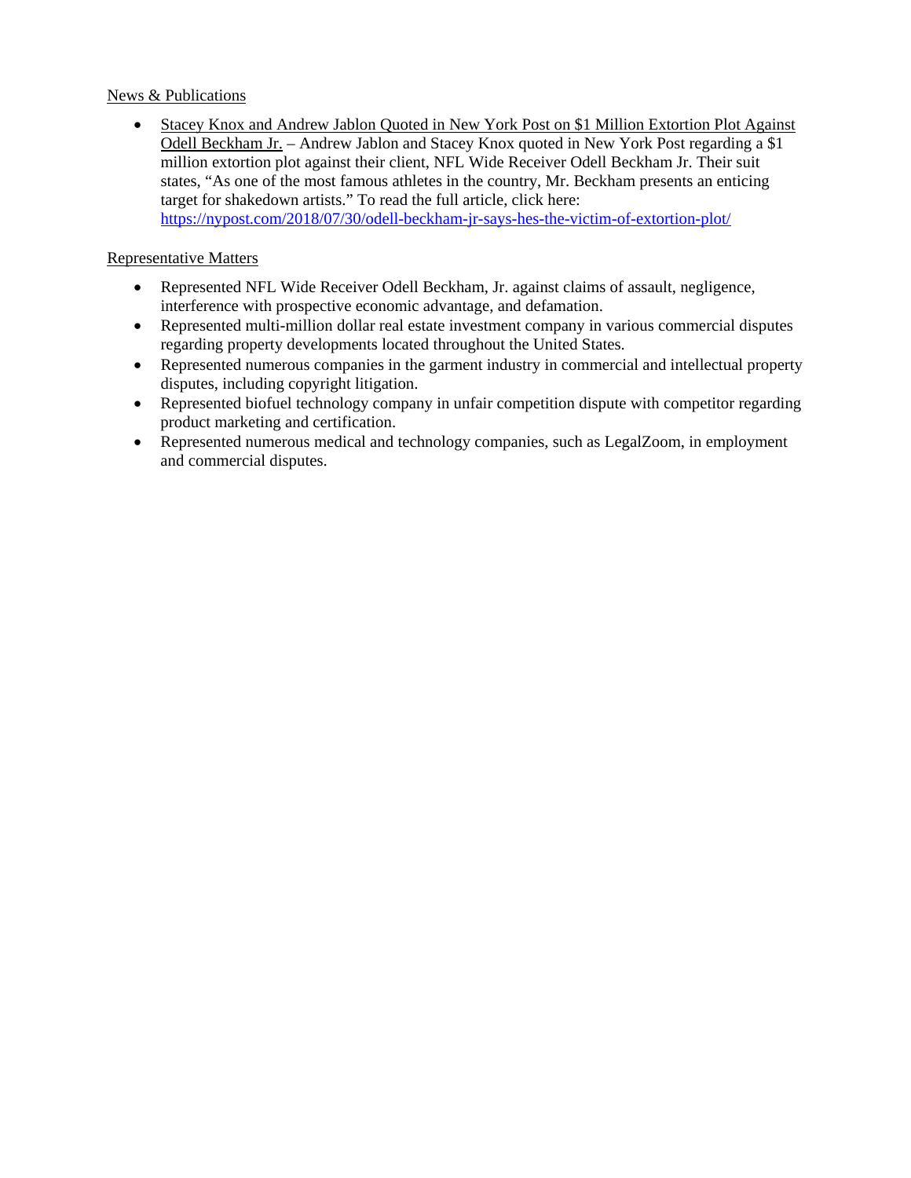News & Publications

- Stacey Knox and Andrew Jablon Quoted in New York Post on $1 Million Extortion Plot Against Odell Beckham Jr. – Andrew Jablon and Stacey Knox quoted in New York Post regarding a $1 million extortion plot against their client, NFL Wide Receiver Odell Beckham Jr. Their suit states, "As one of the most famous athletes in the country, Mr. Beckham presents an enticing target for shakedown artists." To read the full article, click here: https://nypost.com/2018/07/30/odell-beckham-jr-says-hes-the-victim-of-extortion-plot/

Representative Matters

- Represented NFL Wide Receiver Odell Beckham, Jr. against claims of assault, negligence, interference with prospective economic advantage, and defamation.
- Represented multi-million dollar real estate investment company in various commercial disputes regarding property developments located throughout the United States.
- Represented numerous companies in the garment industry in commercial and intellectual property disputes, including copyright litigation.
- Represented biofuel technology company in unfair competition dispute with competitor regarding product marketing and certification.
- Represented numerous medical and technology companies, such as LegalZoom, in employment and commercial disputes.